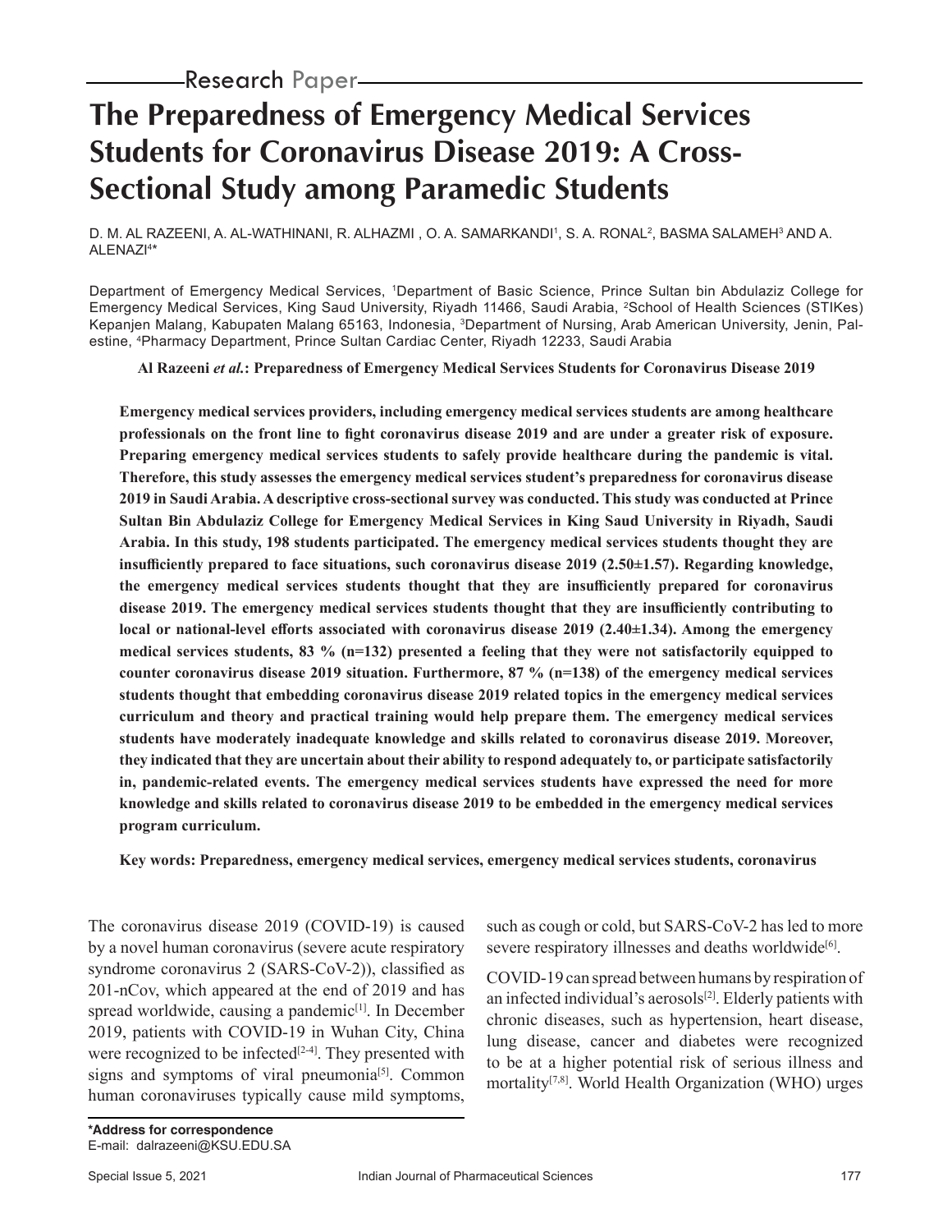Research Paper

# The Preparedness of Emergency Medical Services Students for Coronavirus Disease 2019: A Cross-Sectional Study among Paramedic Students

D. M. AL RAZEENI, A. AL-WATHINANI, R. ALHAZMI , O. A. SAMARKANDI[1], S. A. RONAL[2], BASMA SALAMEH[3] AND A. ALENAZI[4]*

Department of Emergency Medical Services, [1]Department of Basic Science, Prince Sultan bin Abdulaziz College for Emergency Medical Services, King Saud University, Riyadh 11466, Saudi Arabia, [2]School of Health Sciences (STIKes) Kepanjen Malang, Kabupaten Malang 65163, Indonesia, [3]Department of Nursing, Arab American University, Jenin, Palestine, [4]Pharmacy Department, Prince Sultan Cardiac Center, Riyadh 12233, Saudi Arabia

**Al Razeeni *et al.*: Preparedness of Emergency Medical Services Students for Coronavirus Disease 2019**

**Emergency medical services providers, including emergency medical services students are among healthcare professionals on the front line to fight coronavirus disease 2019 and are under a greater risk of exposure. Preparing emergency medical services students to safely provide healthcare during the pandemic is vital. Therefore, this study assesses the emergency medical services student's preparedness for coronavirus disease 2019 in Saudi Arabia. A descriptive cross-sectional survey was conducted. This study was conducted at Prince Sultan Bin Abdulaziz College for Emergency Medical Services in King Saud University in Riyadh, Saudi Arabia. In this study, 198 students participated. The emergency medical services students thought they are insufficiently prepared to face situations, such coronavirus disease 2019 (2.50±1.57). Regarding knowledge, the emergency medical services students thought that they are insufficiently prepared for coronavirus disease 2019. The emergency medical services students thought that they are insufficiently contributing to local or national-level efforts associated with coronavirus disease 2019 (2.40±1.34). Among the emergency medical services students, 83 % (n=132) presented a feeling that they were not satisfactorily equipped to counter coronavirus disease 2019 situation. Furthermore, 87 % (n=138) of the emergency medical services students thought that embedding coronavirus disease 2019 related topics in the emergency medical services curriculum and theory and practical training would help prepare them. The emergency medical services students have moderately inadequate knowledge and skills related to coronavirus disease 2019. Moreover, they indicated that they are uncertain about their ability to respond adequately to, or participate satisfactorily in, pandemic-related events. The emergency medical services students have expressed the need for more knowledge and skills related to coronavirus disease 2019 to be embedded in the emergency medical services program curriculum.**

**Key words: Preparedness, emergency medical services, emergency medical services students, coronavirus**

The coronavirus disease 2019 (COVID-19) is caused by a novel human coronavirus (severe acute respiratory syndrome coronavirus 2 (SARS-CoV-2)), classified as 201-nCov, which appeared at the end of 2019 and has spread worldwide, causing a pandemic[1]. In December 2019, patients with COVID-19 in Wuhan City, China were recognized to be infected[2-4]. They presented with signs and symptoms of viral pneumonia[5]. Common human coronaviruses typically cause mild symptoms, such as cough or cold, but SARS-CoV-2 has led to more severe respiratory illnesses and deaths worldwide[6].

COVID-19 can spread between humans by respiration of an infected individual's aerosols[2]. Elderly patients with chronic diseases, such as hypertension, heart disease, lung disease, cancer and diabetes were recognized to be at a higher potential risk of serious illness and mortality[7,8]. World Health Organization (WHO) urges

**\*Address for correspondence**
E-mail: dalrazeeni@KSU.EDU.SA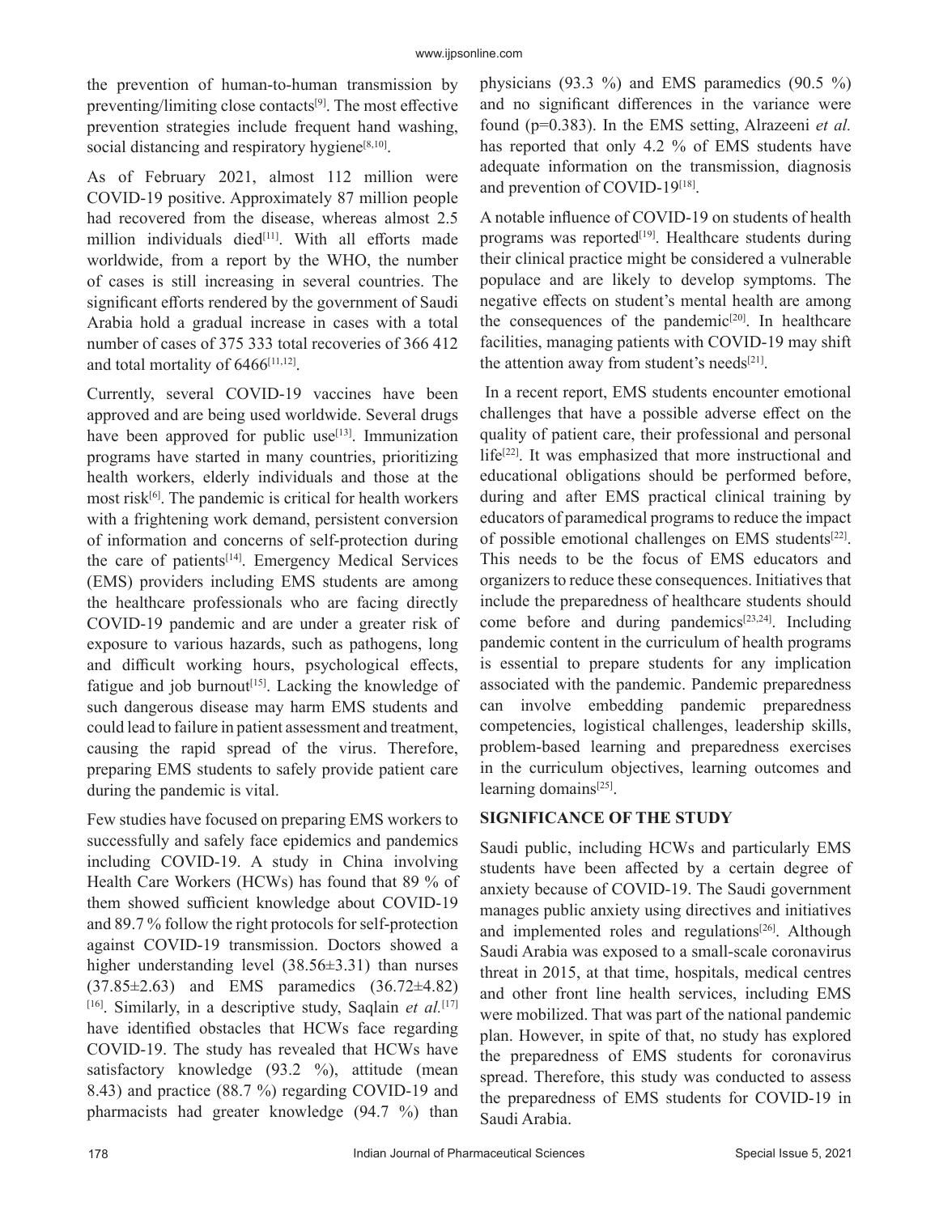the prevention of human-to-human transmission by preventing/limiting close contacts[9]. The most effective prevention strategies include frequent hand washing, social distancing and respiratory hygiene[8,10].

As of February 2021, almost 112 million were COVID-19 positive. Approximately 87 million people had recovered from the disease, whereas almost 2.5 million individuals died[11]. With all efforts made worldwide, from a report by the WHO, the number of cases is still increasing in several countries. The significant efforts rendered by the government of Saudi Arabia hold a gradual increase in cases with a total number of cases of 375 333 total recoveries of 366 412 and total mortality of 6466[11,12].

Currently, several COVID-19 vaccines have been approved and are being used worldwide. Several drugs have been approved for public use[13]. Immunization programs have started in many countries, prioritizing health workers, elderly individuals and those at the most risk[6]. The pandemic is critical for health workers with a frightening work demand, persistent conversion of information and concerns of self-protection during the care of patients[14]. Emergency Medical Services (EMS) providers including EMS students are among the healthcare professionals who are facing directly COVID-19 pandemic and are under a greater risk of exposure to various hazards, such as pathogens, long and difficult working hours, psychological effects, fatigue and job burnout[15]. Lacking the knowledge of such dangerous disease may harm EMS students and could lead to failure in patient assessment and treatment, causing the rapid spread of the virus. Therefore, preparing EMS students to safely provide patient care during the pandemic is vital.

Few studies have focused on preparing EMS workers to successfully and safely face epidemics and pandemics including COVID-19. A study in China involving Health Care Workers (HCWs) has found that 89 % of them showed sufficient knowledge about COVID-19 and 89.7 % follow the right protocols for self-protection against COVID-19 transmission. Doctors showed a higher understanding level (38.56±3.31) than nurses (37.85±2.63) and EMS paramedics (36.72±4.82) [16]. Similarly, in a descriptive study, Saqlain *et al.*[17] have identified obstacles that HCWs face regarding COVID-19. The study has revealed that HCWs have satisfactory knowledge (93.2 %), attitude (mean 8.43) and practice (88.7 %) regarding COVID-19 and pharmacists had greater knowledge (94.7 %) than physicians (93.3 %) and EMS paramedics (90.5 %) and no significant differences in the variance were found (p=0.383). In the EMS setting, Alrazeeni *et al.* has reported that only 4.2 % of EMS students have adequate information on the transmission, diagnosis and prevention of COVID-19[18].

A notable influence of COVID-19 on students of health programs was reported[19]. Healthcare students during their clinical practice might be considered a vulnerable populace and are likely to develop symptoms. The negative effects on student's mental health are among the consequences of the pandemic[20]. In healthcare facilities, managing patients with COVID-19 may shift the attention away from student's needs[21].

In a recent report, EMS students encounter emotional challenges that have a possible adverse effect on the quality of patient care, their professional and personal life[22]. It was emphasized that more instructional and educational obligations should be performed before, during and after EMS practical clinical training by educators of paramedical programs to reduce the impact of possible emotional challenges on EMS students[22]. This needs to be the focus of EMS educators and organizers to reduce these consequences. Initiatives that include the preparedness of healthcare students should come before and during pandemics[23,24]. Including pandemic content in the curriculum of health programs is essential to prepare students for any implication associated with the pandemic. Pandemic preparedness can involve embedding pandemic preparedness competencies, logistical challenges, leadership skills, problem-based learning and preparedness exercises in the curriculum objectives, learning outcomes and learning domains[25].

## SIGNIFICANCE OF THE STUDY

Saudi public, including HCWs and particularly EMS students have been affected by a certain degree of anxiety because of COVID-19. The Saudi government manages public anxiety using directives and initiatives and implemented roles and regulations[26]. Although Saudi Arabia was exposed to a small-scale coronavirus threat in 2015, at that time, hospitals, medical centres and other front line health services, including EMS were mobilized. That was part of the national pandemic plan. However, in spite of that, no study has explored the preparedness of EMS students for coronavirus spread. Therefore, this study was conducted to assess the preparedness of EMS students for COVID-19 in Saudi Arabia.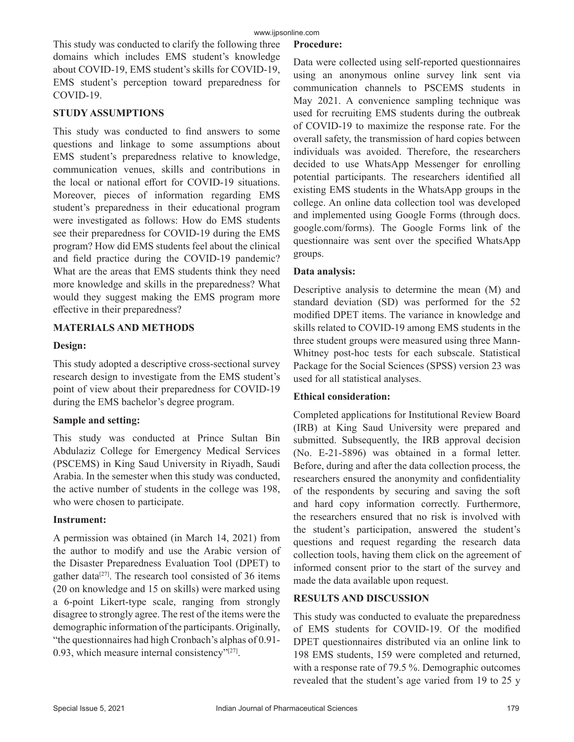This study was conducted to clarify the following three domains which includes EMS student's knowledge about COVID-19, EMS student's skills for COVID-19, EMS student's perception toward preparedness for COVID-19.

## STUDY ASSUMPTIONS

This study was conducted to find answers to some questions and linkage to some assumptions about EMS student's preparedness relative to knowledge, communication venues, skills and contributions in the local or national effort for COVID-19 situations. Moreover, pieces of information regarding EMS student's preparedness in their educational program were investigated as follows: How do EMS students see their preparedness for COVID-19 during the EMS program? How did EMS students feel about the clinical and field practice during the COVID-19 pandemic? What are the areas that EMS students think they need more knowledge and skills in the preparedness? What would they suggest making the EMS program more effective in their preparedness?

## MATERIALS AND METHODS

### Design:

This study adopted a descriptive cross-sectional survey research design to investigate from the EMS student's point of view about their preparedness for COVID-19 during the EMS bachelor's degree program.

### Sample and setting:

This study was conducted at Prince Sultan Bin Abdulaziz College for Emergency Medical Services (PSCEMS) in King Saud University in Riyadh, Saudi Arabia. In the semester when this study was conducted, the active number of students in the college was 198, who were chosen to participate.

### Instrument:

A permission was obtained (in March 14, 2021) from the author to modify and use the Arabic version of the Disaster Preparedness Evaluation Tool (DPET) to gather data[27]. The research tool consisted of 36 items (20 on knowledge and 15 on skills) were marked using a 6-point Likert-type scale, ranging from strongly disagree to strongly agree. The rest of the items were the demographic information of the participants. Originally, "the questionnaires had high Cronbach's alphas of 0.91-0.93, which measure internal consistency"[27].

### Procedure:

Data were collected using self-reported questionnaires using an anonymous online survey link sent via communication channels to PSCEMS students in May 2021. A convenience sampling technique was used for recruiting EMS students during the outbreak of COVID-19 to maximize the response rate. For the overall safety, the transmission of hard copies between individuals was avoided. Therefore, the researchers decided to use WhatsApp Messenger for enrolling potential participants. The researchers identified all existing EMS students in the WhatsApp groups in the college. An online data collection tool was developed and implemented using Google Forms (through docs.google.com/forms). The Google Forms link of the questionnaire was sent over the specified WhatsApp groups.

### Data analysis:

Descriptive analysis to determine the mean (M) and standard deviation (SD) was performed for the 52 modified DPET items. The variance in knowledge and skills related to COVID-19 among EMS students in the three student groups were measured using three Mann-Whitney post-hoc tests for each subscale. Statistical Package for the Social Sciences (SPSS) version 23 was used for all statistical analyses.

### Ethical consideration:

Completed applications for Institutional Review Board (IRB) at King Saud University were prepared and submitted. Subsequently, the IRB approval decision (No. E-21-5896) was obtained in a formal letter. Before, during and after the data collection process, the researchers ensured the anonymity and confidentiality of the respondents by securing and saving the soft and hard copy information correctly. Furthermore, the researchers ensured that no risk is involved with the student's participation, answered the student's questions and request regarding the research data collection tools, having them click on the agreement of informed consent prior to the start of the survey and made the data available upon request.

## RESULTS AND DISCUSSION

This study was conducted to evaluate the preparedness of EMS students for COVID-19. Of the modified DPET questionnaires distributed via an online link to 198 EMS students, 159 were completed and returned, with a response rate of 79.5 %. Demographic outcomes revealed that the student's age varied from 19 to 25 y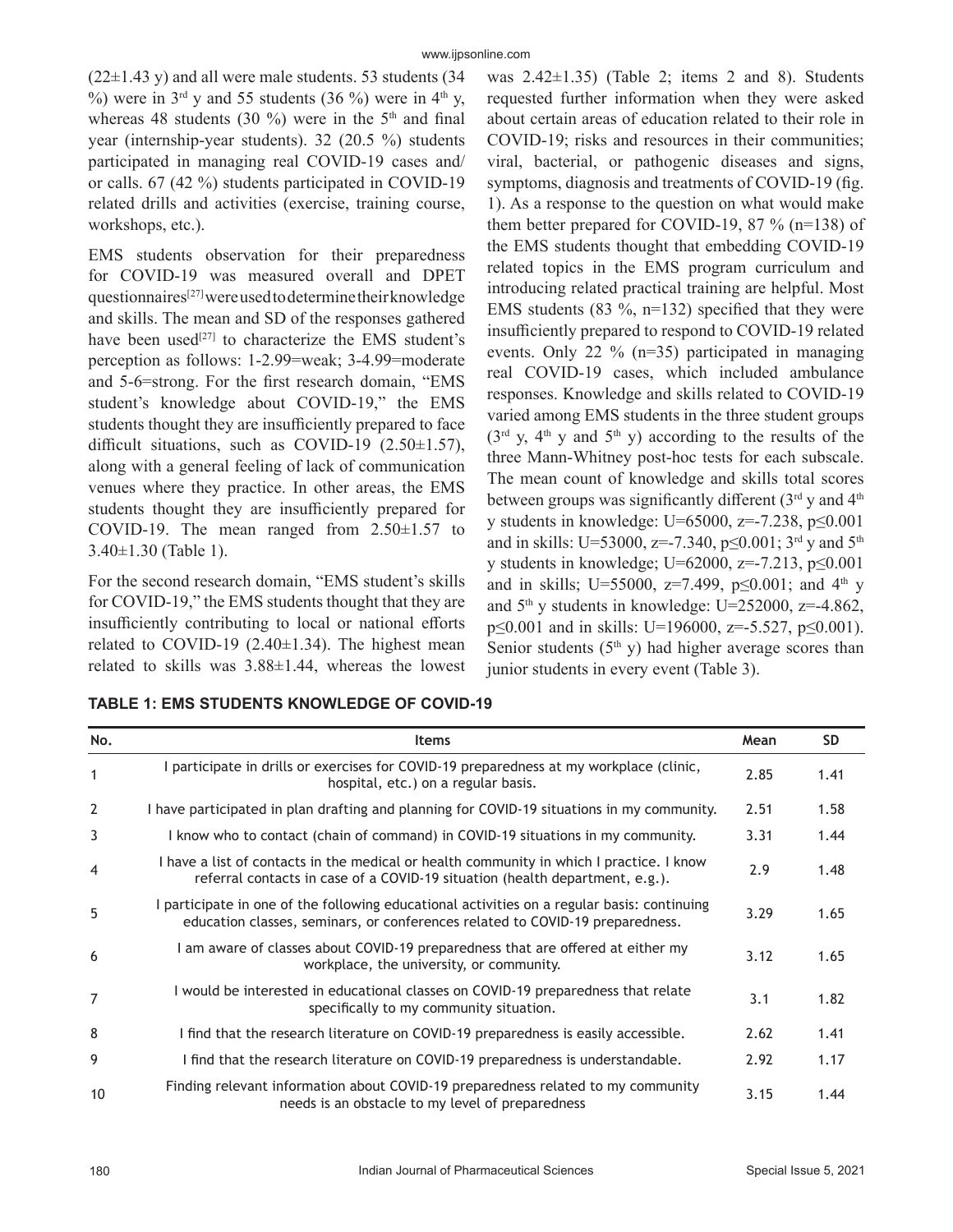(22±1.43 y) and all were male students. 53 students (34 %) were in 3rd y and 55 students (36 %) were in 4th y, whereas 48 students (30 %) were in the 5th and final year (internship-year students). 32 (20.5 %) students participated in managing real COVID-19 cases and/or calls. 67 (42 %) students participated in COVID-19 related drills and activities (exercise, training course, workshops, etc.).

EMS students observation for their preparedness for COVID-19 was measured overall and DPET questionnaires[27] were used to determine their knowledge and skills. The mean and SD of the responses gathered have been used[27] to characterize the EMS student's perception as follows: 1-2.99=weak; 3-4.99=moderate and 5-6=strong. For the first research domain, "EMS student's knowledge about COVID-19," the EMS students thought they are insufficiently prepared to face difficult situations, such as COVID-19 (2.50±1.57), along with a general feeling of lack of communication venues where they practice. In other areas, the EMS students thought they are insufficiently prepared for COVID-19. The mean ranged from 2.50±1.57 to 3.40±1.30 (Table 1).

For the second research domain, "EMS student's skills for COVID-19," the EMS students thought that they are insufficiently contributing to local or national efforts related to COVID-19 (2.40±1.34). The highest mean related to skills was 3.88±1.44, whereas the lowest was 2.42±1.35) (Table 2; items 2 and 8). Students requested further information when they were asked about certain areas of education related to their role in COVID-19; risks and resources in their communities; viral, bacterial, or pathogenic diseases and signs, symptoms, diagnosis and treatments of COVID-19 (fig. 1). As a response to the question on what would make them better prepared for COVID-19, 87 % (n=138) of the EMS students thought that embedding COVID-19 related topics in the EMS program curriculum and introducing related practical training are helpful. Most EMS students (83 %, n=132) specified that they were insufficiently prepared to respond to COVID-19 related events. Only 22 % (n=35) participated in managing real COVID-19 cases, which included ambulance responses. Knowledge and skills related to COVID-19 varied among EMS students in the three student groups (3rd y, 4th y and 5th y) according to the results of the three Mann-Whitney post-hoc tests for each subscale. The mean count of knowledge and skills total scores between groups was significantly different (3rd y and 4th y students in knowledge: $U=65000$, $z=-7.238$, $p\leq 0.001$ and in skills: $U=53000$, $z=-7.340$, $p\leq 0.001$; 3rd y and 5th y students in knowledge; $U=62000$, $z=-7.213$, $p\leq 0.001$ and in skills; $U=55000$, $z=7.499$, $p\leq 0.001$; and 4th y and 5th y students in knowledge: $U=252000$, $z=-4.862$, $p\leq 0.001$ and in skills: $U=196000$, $z=-5.527$, $p\leq 0.001$). Senior students (5th y) had higher average scores than junior students in every event (Table 3).

**TABLE 1: EMS STUDENTS KNOWLEDGE OF COVID-19**

| No. | Items | Mean | SD |
|---|---|---|---|
| 1 | I participate in drills or exercises for COVID-19 preparedness at my workplace (clinic, hospital, etc.) on a regular basis. | 2.85 | 1.41 |
| 2 | I have participated in plan drafting and planning for COVID-19 situations in my community. | 2.51 | 1.58 |
| 3 | I know who to contact (chain of command) in COVID-19 situations in my community. | 3.31 | 1.44 |
| 4 | I have a list of contacts in the medical or health community in which I practice. I know referral contacts in case of a COVID-19 situation (health department, e.g.). | 2.9 | 1.48 |
| 5 | I participate in one of the following educational activities on a regular basis: continuing education classes, seminars, or conferences related to COVID-19 preparedness. | 3.29 | 1.65 |
| 6 | I am aware of classes about COVID-19 preparedness that are offered at either my workplace, the university, or community. | 3.12 | 1.65 |
| 7 | I would be interested in educational classes on COVID-19 preparedness that relate specifically to my community situation. | 3.1 | 1.82 |
| 8 | I find that the research literature on COVID-19 preparedness is easily accessible. | 2.62 | 1.41 |
| 9 | I find that the research literature on COVID-19 preparedness is understandable. | 2.92 | 1.17 |
| 10 | Finding relevant information about COVID-19 preparedness related to my community needs is an obstacle to my level of preparedness | 3.15 | 1.44 |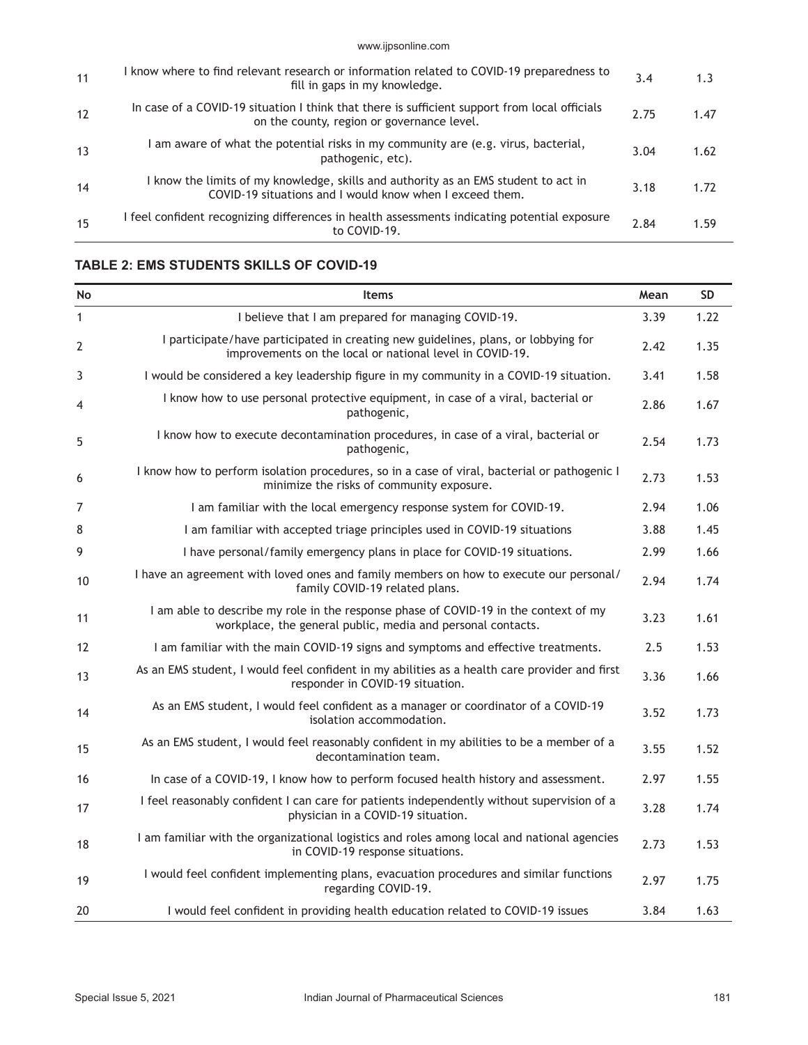| | | | |
|---|---|---|---|
| 11 | I know where to find relevant research or information related to COVID-19 preparedness to fill in gaps in my knowledge. | 3.4 | 1.3 |
| 12 | In case of a COVID-19 situation I think that there is sufficient support from local officials on the county, region or governance level. | 2.75 | 1.47 |
| 13 | I am aware of what the potential risks in my community are (e.g. virus, bacterial, pathogenic, etc). | 3.04 | 1.62 |
| 14 | I know the limits of my knowledge, skills and authority as an EMS student to act in COVID-19 situations and I would know when I exceed them. | 3.18 | 1.72 |
| 15 | I feel confident recognizing differences in health assessments indicating potential exposure to COVID-19. | 2.84 | 1.59 |

**TABLE 2: EMS STUDENTS SKILLS OF COVID-19**

| No | Items | Mean | SD |
|---|---|---|---|
| 1 | I believe that I am prepared for managing COVID-19. | 3.39 | 1.22 |
| 2 | I participate/have participated in creating new guidelines, plans, or lobbying for improvements on the local or national level in COVID-19. | 2.42 | 1.35 |
| 3 | I would be considered a key leadership figure in my community in a COVID-19 situation. | 3.41 | 1.58 |
| 4 | I know how to use personal protective equipment, in case of a viral, bacterial or pathogenic, | 2.86 | 1.67 |
| 5 | I know how to execute decontamination procedures, in case of a viral, bacterial or pathogenic, | 2.54 | 1.73 |
| 6 | I know how to perform isolation procedures, so in a case of viral, bacterial or pathogenic I minimize the risks of community exposure. | 2.73 | 1.53 |
| 7 | I am familiar with the local emergency response system for COVID-19. | 2.94 | 1.06 |
| 8 | I am familiar with accepted triage principles used in COVID-19 situations | 3.88 | 1.45 |
| 9 | I have personal/family emergency plans in place for COVID-19 situations. | 2.99 | 1.66 |
| 10 | I have an agreement with loved ones and family members on how to execute our personal/family COVID-19 related plans. | 2.94 | 1.74 |
| 11 | I am able to describe my role in the response phase of COVID-19 in the context of my workplace, the general public, media and personal contacts. | 3.23 | 1.61 |
| 12 | I am familiar with the main COVID-19 signs and symptoms and effective treatments. | 2.5 | 1.53 |
| 13 | As an EMS student, I would feel confident in my abilities as a health care provider and first responder in COVID-19 situation. | 3.36 | 1.66 |
| 14 | As an EMS student, I would feel confident as a manager or coordinator of a COVID-19 isolation accommodation. | 3.52 | 1.73 |
| 15 | As an EMS student, I would feel reasonably confident in my abilities to be a member of a decontamination team. | 3.55 | 1.52 |
| 16 | In case of a COVID-19, I know how to perform focused health history and assessment. | 2.97 | 1.55 |
| 17 | I feel reasonably confident I can care for patients independently without supervision of a physician in a COVID-19 situation. | 3.28 | 1.74 |
| 18 | I am familiar with the organizational logistics and roles among local and national agencies in COVID-19 response situations. | 2.73 | 1.53 |
| 19 | I would feel confident implementing plans, evacuation procedures and similar functions regarding COVID-19. | 2.97 | 1.75 |
| 20 | I would feel confident in providing health education related to COVID-19 issues | 3.84 | 1.63 |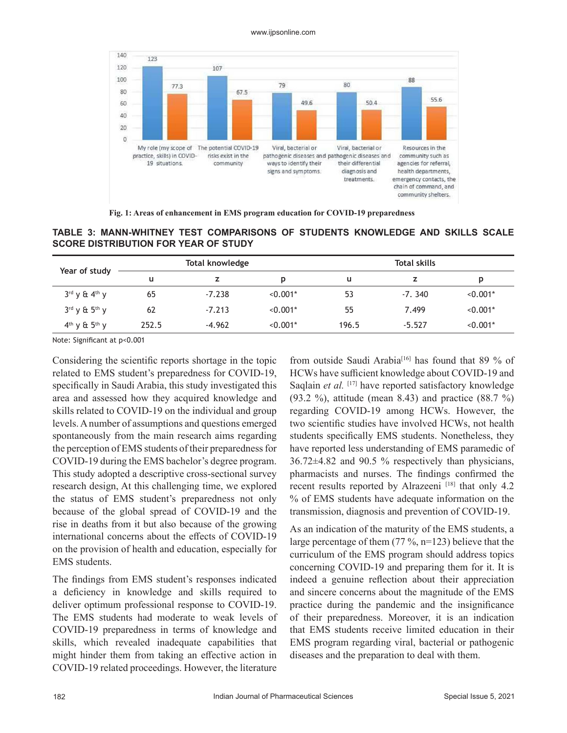Fig. 1: Areas of enhancement in EMS program education for COVID-19 preparedness

**TABLE 3: MANN-WHITNEY TEST COMPARISONS OF STUDENTS KNOWLEDGE AND SKILLS SCALE SCORE DISTRIBUTION FOR YEAR OF STUDY**

| Year of study | Total knowledge | | | Total skills | | |
|---|---|---|---|---|---|---|
| | u | z | p | u | z | p |
| 3rd y & 4th y | 65 | -7.238 | <0.001* | 53 | -7. 340 | <0.001* |
| 3rd y & 5th y | 62 | -7.213 | <0.001* | 55 | 7.499 | <0.001* |
| 4th y & 5th y | 252.5 | -4.962 | <0.001* | 196.5 | -5.527 | <0.001* |

Note: Significant at $p<0.001$

Considering the scientific reports shortage in the topic related to EMS student's preparedness for COVID-19, specifically in Saudi Arabia, this study investigated this area and assessed how they acquired knowledge and skills related to COVID-19 on the individual and group levels. A number of assumptions and questions emerged spontaneously from the main research aims regarding the perception of EMS students of their preparedness for COVID-19 during the EMS bachelor's degree program. This study adopted a descriptive cross-sectional survey research design, At this challenging time, we explored the status of EMS student's preparedness not only because of the global spread of COVID-19 and the rise in deaths from it but also because of the growing international concerns about the effects of COVID-19 on the provision of health and education, especially for EMS students.

The findings from EMS student's responses indicated a deficiency in knowledge and skills required to deliver optimum professional response to COVID-19. The EMS students had moderate to weak levels of COVID-19 preparedness in terms of knowledge and skills, which revealed inadequate capabilities that might hinder them from taking an effective action in COVID-19 related proceedings. However, the literature from outside Saudi Arabia[16] has found that 89 % of HCWs have sufficient knowledge about COVID-19 and Saqlain *et al.* [17] have reported satisfactory knowledge (93.2 %), attitude (mean 8.43) and practice (88.7 %) regarding COVID-19 among HCWs. However, the two scientific studies have involved HCWs, not health students specifically EMS students. Nonetheless, they have reported less understanding of EMS paramedic of 36.72±4.82 and 90.5 % respectively than physicians, pharmacists and nurses. The findings confirmed the recent results reported by Alrazeeni [18] that only 4.2 % of EMS students have adequate information on the transmission, diagnosis and prevention of COVID-19.

As an indication of the maturity of the EMS students, a large percentage of them (77 %, n=123) believe that the curriculum of the EMS program should address topics concerning COVID-19 and preparing them for it. It is indeed a genuine reflection about their appreciation and sincere concerns about the magnitude of the EMS practice during the pandemic and the insignificance of their preparedness. Moreover, it is an indication that EMS students receive limited education in their EMS program regarding viral, bacterial or pathogenic diseases and the preparation to deal with them.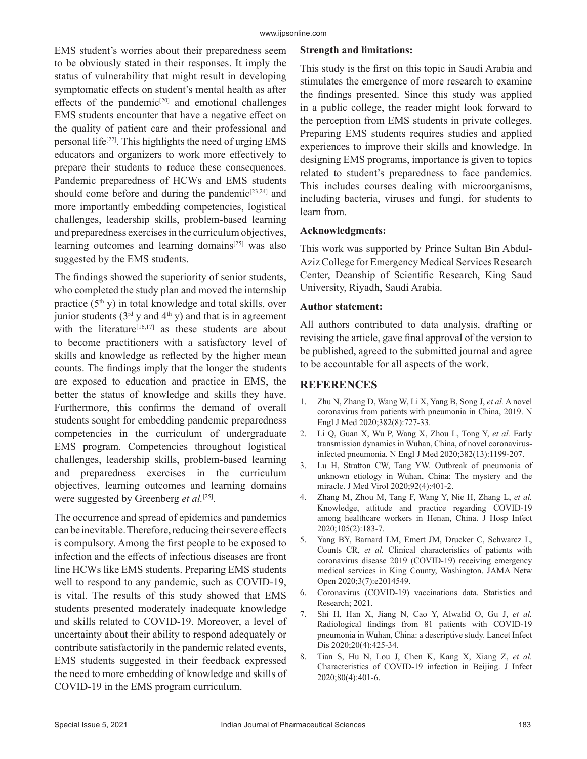EMS student's worries about their preparedness seem to be obviously stated in their responses. It imply the status of vulnerability that might result in developing symptomatic effects on student's mental health as after effects of the pandemic[20] and emotional challenges EMS students encounter that have a negative effect on the quality of patient care and their professional and personal life[22]. This highlights the need of urging EMS educators and organizers to work more effectively to prepare their students to reduce these consequences. Pandemic preparedness of HCWs and EMS students should come before and during the pandemic[23,24] and more importantly embedding competencies, logistical challenges, leadership skills, problem-based learning and preparedness exercises in the curriculum objectives, learning outcomes and learning domains[25] was also suggested by the EMS students.

The findings showed the superiority of senior students, who completed the study plan and moved the internship practice (5th y) in total knowledge and total skills, over junior students (3rd y and 4th y) and that is in agreement with the literature[16,17] as these students are about to become practitioners with a satisfactory level of skills and knowledge as reflected by the higher mean counts. The findings imply that the longer the students are exposed to education and practice in EMS, the better the status of knowledge and skills they have. Furthermore, this confirms the demand of overall students sought for embedding pandemic preparedness competencies in the curriculum of undergraduate EMS program. Competencies throughout logistical challenges, leadership skills, problem-based learning and preparedness exercises in the curriculum objectives, learning outcomes and learning domains were suggested by Greenberg *et al.*[25].

The occurrence and spread of epidemics and pandemics can be inevitable. Therefore, reducing their severe effects is compulsory. Among the first people to be exposed to infection and the effects of infectious diseases are front line HCWs like EMS students. Preparing EMS students well to respond to any pandemic, such as COVID-19, is vital. The results of this study showed that EMS students presented moderately inadequate knowledge and skills related to COVID-19. Moreover, a level of uncertainty about their ability to respond adequately or contribute satisfactorily in the pandemic related events, EMS students suggested in their feedback expressed the need to more embedding of knowledge and skills of COVID-19 in the EMS program curriculum.

**Strength and limitations:**

This study is the first on this topic in Saudi Arabia and stimulates the emergence of more research to examine the findings presented. Since this study was applied in a public college, the reader might look forward to the perception from EMS students in private colleges. Preparing EMS students requires studies and applied experiences to improve their skills and knowledge. In designing EMS programs, importance is given to topics related to student's preparedness to face pandemics. This includes courses dealing with microorganisms, including bacteria, viruses and fungi, for students to learn from.

**Acknowledgments:**

This work was supported by Prince Sultan Bin Abdul-Aziz College for Emergency Medical Services Research Center, Deanship of Scientific Research, King Saud University, Riyadh, Saudi Arabia.

**Author statement:**

All authors contributed to data analysis, drafting or revising the article, gave final approval of the version to be published, agreed to the submitted journal and agree to be accountable for all aspects of the work.

## REFERENCES

1. Zhu N, Zhang D, Wang W, Li X, Yang B, Song J, *et al.* A novel coronavirus from patients with pneumonia in China, 2019. N Engl J Med 2020;382(8):727-33.
2. Li Q, Guan X, Wu P, Wang X, Zhou L, Tong Y, *et al.* Early transmission dynamics in Wuhan, China, of novel coronavirus-infected pneumonia. N Engl J Med 2020;382(13):1199-207.
3. Lu H, Stratton CW, Tang YW. Outbreak of pneumonia of unknown etiology in Wuhan, China: The mystery and the miracle. J Med Virol 2020;92(4):401-2.
4. Zhang M, Zhou M, Tang F, Wang Y, Nie H, Zhang L, *et al.* Knowledge, attitude and practice regarding COVID-19 among healthcare workers in Henan, China. J Hosp Infect 2020;105(2):183-7.
5. Yang BY, Barnard LM, Emert JM, Drucker C, Schwarcz L, Counts CR, *et al.* Clinical characteristics of patients with coronavirus disease 2019 (COVID-19) receiving emergency medical services in King County, Washington. JAMA Netw Open 2020;3(7):e2014549.
6. Coronavirus (COVID-19) vaccinations data. Statistics and Research; 2021.
7. Shi H, Han X, Jiang N, Cao Y, Alwalid O, Gu J, *et al.* Radiological findings from 81 patients with COVID-19 pneumonia in Wuhan, China: a descriptive study. Lancet Infect Dis 2020;20(4):425-34.
8. Tian S, Hu N, Lou J, Chen K, Kang X, Xiang Z, *et al.* Characteristics of COVID-19 infection in Beijing. J Infect 2020;80(4):401-6.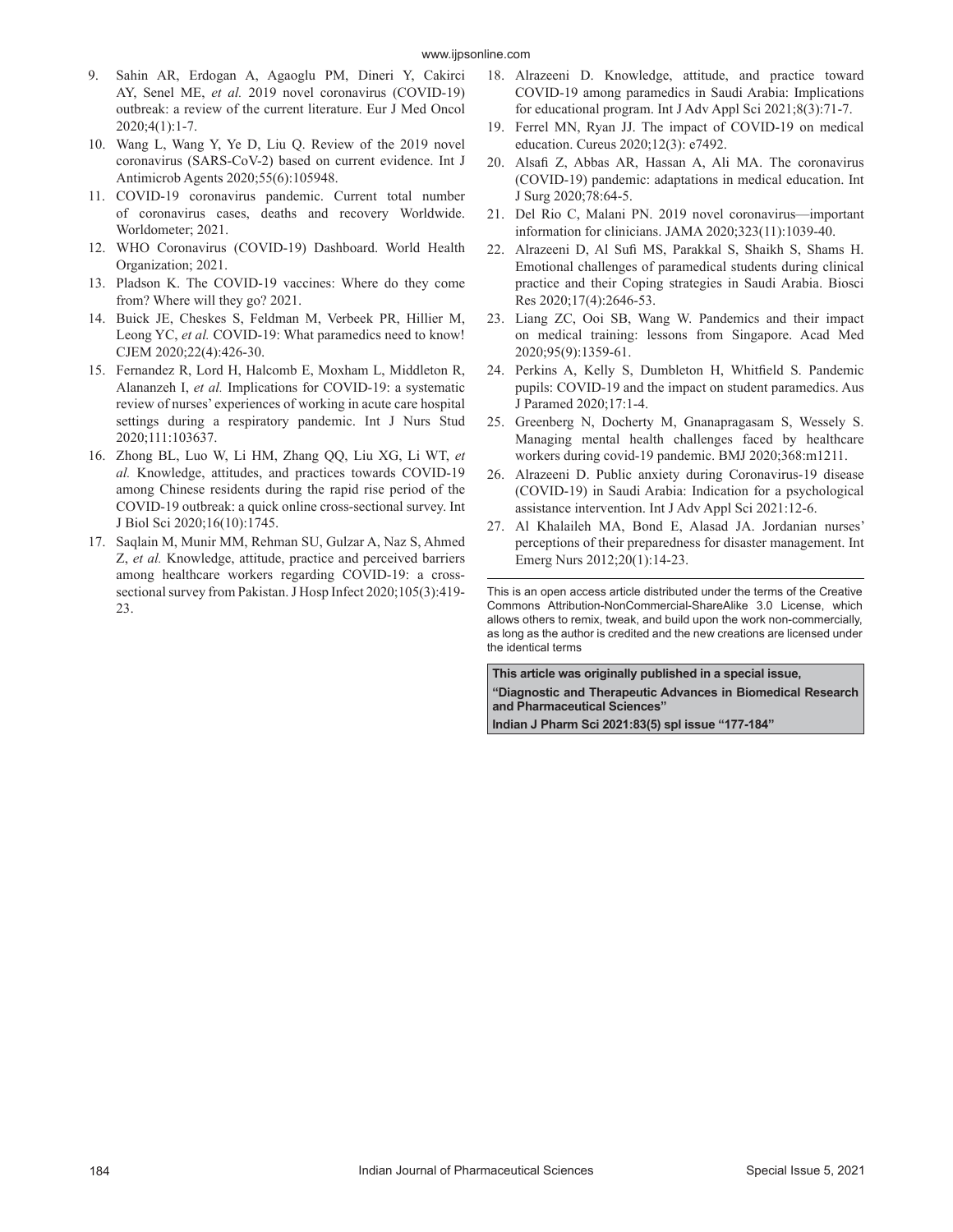9. Sahin AR, Erdogan A, Agaoglu PM, Dineri Y, Cakirci AY, Senel ME, *et al.* 2019 novel coronavirus (COVID-19) outbreak: a review of the current literature. Eur J Med Oncol 2020;4(1):1-7.
10. Wang L, Wang Y, Ye D, Liu Q. Review of the 2019 novel coronavirus (SARS-CoV-2) based on current evidence. Int J Antimicrob Agents 2020;55(6):105948.
11. COVID-19 coronavirus pandemic. Current total number of coronavirus cases, deaths and recovery Worldwide. Worldometer; 2021.
12. WHO Coronavirus (COVID-19) Dashboard. World Health Organization; 2021.
13. Pladson K. The COVID-19 vaccines: Where do they come from? Where will they go? 2021.
14. Buick JE, Cheskes S, Feldman M, Verbeek PR, Hillier M, Leong YC, *et al.* COVID-19: What paramedics need to know! CJEM 2020;22(4):426-30.
15. Fernandez R, Lord H, Halcomb E, Moxham L, Middleton R, Alananzeh I, *et al.* Implications for COVID-19: a systematic review of nurses' experiences of working in acute care hospital settings during a respiratory pandemic. Int J Nurs Stud 2020;111:103637.
16. Zhong BL, Luo W, Li HM, Zhang QQ, Liu XG, Li WT, *et al.* Knowledge, attitudes, and practices towards COVID-19 among Chinese residents during the rapid rise period of the COVID-19 outbreak: a quick online cross-sectional survey. Int J Biol Sci 2020;16(10):1745.
17. Saqlain M, Munir MM, Rehman SU, Gulzar A, Naz S, Ahmed Z, *et al.* Knowledge, attitude, practice and perceived barriers among healthcare workers regarding COVID-19: a cross-sectional survey from Pakistan. J Hosp Infect 2020;105(3):419-23.
18. Alrazeeni D. Knowledge, attitude, and practice toward COVID-19 among paramedics in Saudi Arabia: Implications for educational program. Int J Adv Appl Sci 2021;8(3):71-7.
19. Ferrel MN, Ryan JJ. The impact of COVID-19 on medical education. Cureus 2020;12(3): e7492.
20. Alsafi Z, Abbas AR, Hassan A, Ali MA. The coronavirus (COVID-19) pandemic: adaptations in medical education. Int J Surg 2020;78:64-5.
21. Del Rio C, Malani PN. 2019 novel coronavirus—important information for clinicians. JAMA 2020;323(11):1039-40.
22. Alrazeeni D, Al Sufi MS, Parakkal S, Shaikh S, Shams H. Emotional challenges of paramedical students during clinical practice and their Coping strategies in Saudi Arabia. Biosci Res 2020;17(4):2646-53.
23. Liang ZC, Ooi SB, Wang W. Pandemics and their impact on medical training: lessons from Singapore. Acad Med 2020;95(9):1359-61.
24. Perkins A, Kelly S, Dumbleton H, Whitfield S. Pandemic pupils: COVID-19 and the impact on student paramedics. Aus J Paramed 2020;17:1-4.
25. Greenberg N, Docherty M, Gnanapragasam S, Wessely S. Managing mental health challenges faced by healthcare workers during covid-19 pandemic. BMJ 2020;368:m1211.
26. Alrazeeni D. Public anxiety during Coronavirus-19 disease (COVID-19) in Saudi Arabia: Indication for a psychological assistance intervention. Int J Adv Appl Sci 2021:12-6.
27. Al Khalaileh MA, Bond E, Alasad JA. Jordanian nurses' perceptions of their preparedness for disaster management. Int Emerg Nurs 2012;20(1):14-23.

This is an open access article distributed under the terms of the Creative Commons Attribution-NonCommercial-ShareAlike 3.0 License, which allows others to remix, tweak, and build upon the work non-commercially, as long as the author is credited and the new creations are licensed under the identical terms

**This article was originally published in a special issue, "Diagnostic and Therapeutic Advances in Biomedical Research and Pharmaceutical Sciences"**

**Indian J Pharm Sci 2021:83(5) spl issue "177-184"**